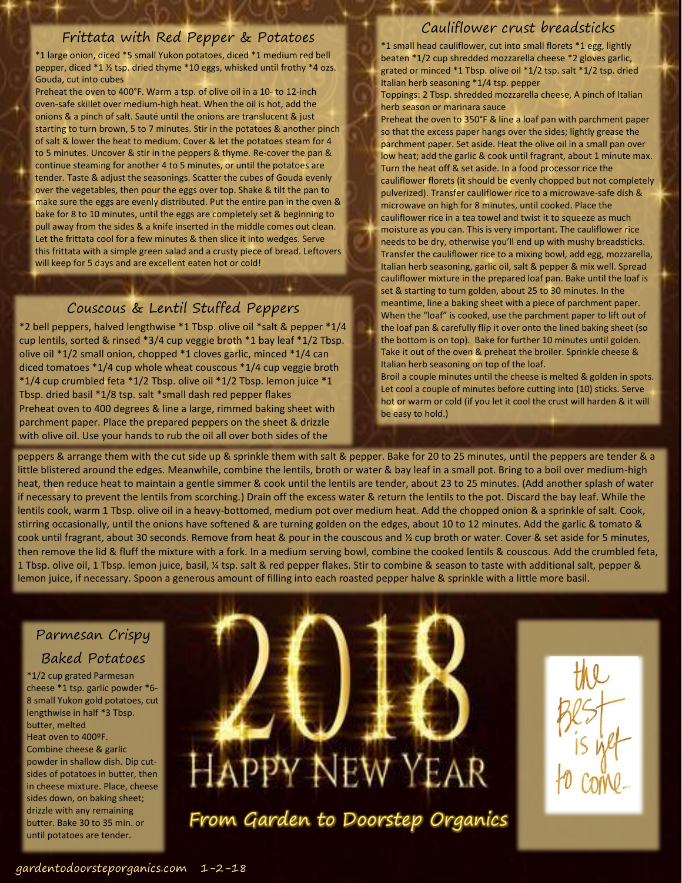## Frittata with Red Pepper & Potatoes

*1 large onion, diced *5 small Yukon potatoes, diced *1 medium red bell pepper, diced *1 ½ tsp. dried thyme *10 eggs, whisked until frothy *4 ozs. Gouda, cut into cubes

Preheat the oven to 400°F. Warm a tsp. of olive oil in a 10- to 12-inch oven-safe skillet over medium-high heat. When the oil is hot, add the onions & a pinch of salt. Sauté until the onions are translucent & just starting to turn brown, 5 to 7 minutes. Stir in the potatoes & another pinch of salt & lower the heat to medium. Cover & let the potatoes steam for 4 to 5 minutes. Uncover & stir in the peppers & thyme. Re-cover the pan & continue steaming for another 4 to 5 minutes, or until the potatoes are tender. Taste & adjust the seasonings. Scatter the cubes of Gouda evenly over the vegetables, then pour the eggs over top. Shake & tilt the pan to make sure the eggs are evenly distributed. Put the entire pan in the oven & bake for 8 to 10 minutes, until the eggs are completely set & beginning to pull away from the sides & a knife inserted in the middle comes out clean. Let the frittata cool for a few minutes & then slice it into wedges. Serve this frittata with a simple green salad and a crusty piece of bread. Leftovers will keep for 5 days and are excellent eaten hot or cold!

## Cauliflower crust breadsticks

*1 small head cauliflower, cut into small florets *1 egg, lightly beaten *1/2 cup shredded mozzarella cheese *2 gloves garlic, grated or minced *1 Tbsp. olive oil *1/2 tsp. salt *1/2 tsp. dried Italian herb seasoning *1/4 tsp. pepper

Toppings: 2 Tbsp. shredded mozzarella cheese, A pinch of Italian herb season or marinara sauce

Preheat the oven to 350°F & line a loaf pan with parchment paper so that the excess paper hangs over the sides; lightly grease the parchment paper. Set aside. Heat the olive oil in a small pan over low heat; add the garlic & cook until fragrant, about 1 minute max. Turn the heat off & set aside. In a food processor rice the cauliflower florets (it should be evenly chopped but not completely pulverized). Transfer cauliflower rice to a microwave-safe dish & microwave on high for 8 minutes, until cooked. Place the cauliflower rice in a tea towel and twist it to squeeze as much moisture as you can. This is very important. The cauliflower rice needs to be dry, otherwise you'll end up with mushy breadsticks. Transfer the cauliflower rice to a mixing bowl, add egg, mozzarella, Italian herb seasoning, garlic oil, salt & pepper & mix well. Spread cauliflower mixture in the prepared loaf pan. Bake until the loaf is set & starting to turn golden, about 25 to 30 minutes. In the meantime, line a baking sheet with a piece of parchment paper. When the "loaf" is cooked, use the parchment paper to lift out of the loaf pan & carefully flip it over onto the lined baking sheet (so the bottom is on top). Bake for further 10 minutes until golden. Take it out of the oven & preheat the broiler. Sprinkle cheese & Italian herb seasoning on top of the loaf.

Broil a couple minutes until the cheese is melted & golden in spots. Let cool a couple of minutes before cutting into (10) sticks. Serve hot or warm or cold (if you let it cool the crust will harden & it will be easy to hold.)

## Couscous & Lentil Stuffed Peppers

*2 bell peppers, halved lengthwise *1 Tbsp. olive oil *salt & pepper *1/4 cup lentils, sorted & rinsed *3/4 cup veggie broth *1 bay leaf *1/2 Tbsp. olive oil *1/2 small onion, chopped *1 cloves garlic, minced *1/4 can diced tomatoes *1/4 cup whole wheat couscous *1/4 cup veggie broth *1/4 cup crumbled feta *1/2 Tbsp. olive oil *1/2 Tbsp. lemon juice *1 Tbsp. dried basil *1/8 tsp. salt *small dash red pepper flakes

Preheat oven to 400 degrees & line a large, rimmed baking sheet with parchment paper. Place the prepared peppers on the sheet & drizzle with olive oil. Use your hands to rub the oil all over both sides of the peppers & arrange them with the cut side up & sprinkle them with salt & pepper. Bake for 20 to 25 minutes, until the peppers are tender & a little blistered around the edges. Meanwhile, combine the lentils, broth or water & bay leaf in a small pot. Bring to a boil over medium-high heat, then reduce heat to maintain a gentle simmer & cook until the lentils are tender, about 23 to 25 minutes. (Add another splash of water if necessary to prevent the lentils from scorching.) Drain off the excess water & return the lentils to the pot. Discard the bay leaf. While the lentils cook, warm 1 Tbsp. olive oil in a heavy-bottomed, medium pot over medium heat. Add the chopped onion & a sprinkle of salt. Cook, stirring occasionally, until the onions have softened & are turning golden on the edges, about 10 to 12 minutes. Add the garlic & tomato & cook until fragrant, about 30 seconds. Remove from heat & pour in the couscous and ½ cup broth or water. Cover & set aside for 5 minutes, then remove the lid & fluff the mixture with a fork. In a medium serving bowl, combine the cooked lentils & couscous. Add the crumbled feta, 1 Tbsp. olive oil, 1 Tbsp. lemon juice, basil, ¼ tsp. salt & red pepper flakes. Stir to combine & season to taste with additional salt, pepper & lemon juice, if necessary. Spoon a generous amount of filling into each roasted pepper half & sprinkle with a little more basil.

## Parmesan Crispy Baked Potatoes

*1/2 cup grated Parmesan cheese *1 tsp. garlic powder *6-8 small Yukon gold potatoes, cut lengthwise in half *3 Tbsp. butter, melted

Heat oven to 400ºF. Combine cheese & garlic powder in shallow dish. Dip cut-sides of potatoes in butter, then in cheese mixture. Place, cheese sides down, on baking sheet; drizzle with any remaining butter. Bake 30 to 35 min. or until potatoes are tender.

# 2018 HAPPY NEW YEAR

*From Garden to Doorstep Organics*

the Best is yet to come...

gardentodoorsteporganics.com 1-2-18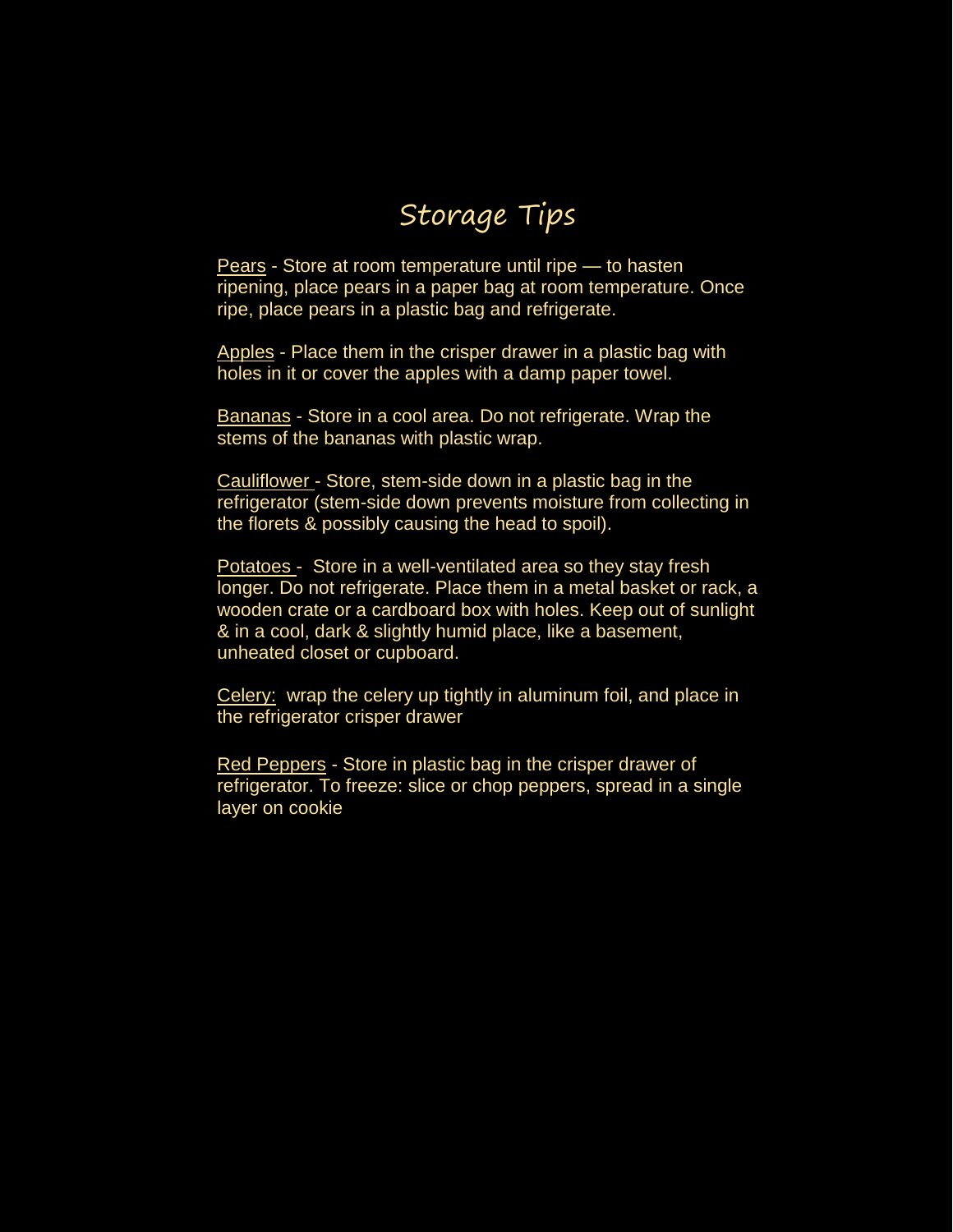# Storage Tips

Pears - Store at room temperature until ripe — to hasten ripening, place pears in a paper bag at room temperature. Once ripe, place pears in a plastic bag and refrigerate.

Apples - Place them in the crisper drawer in a plastic bag with holes in it or cover the apples with a damp paper towel.

Bananas - Store in a cool area. Do not refrigerate. Wrap the stems of the bananas with plastic wrap.

Cauliflower - Store, stem-side down in a plastic bag in the refrigerator (stem-side down prevents moisture from collecting in the florets & possibly causing the head to spoil).

Potatoes - Store in a well-ventilated area so they stay fresh longer. Do not refrigerate. Place them in a metal basket or rack, a wooden crate or a cardboard box with holes. Keep out of sunlight & in a cool, dark & slightly humid place, like a basement, unheated closet or cupboard.

Celery: wrap the celery up tightly in aluminum foil, and place in the refrigerator crisper drawer

Red Peppers - Store in plastic bag in the crisper drawer of refrigerator. To freeze: slice or chop peppers, spread in a single layer on cookie